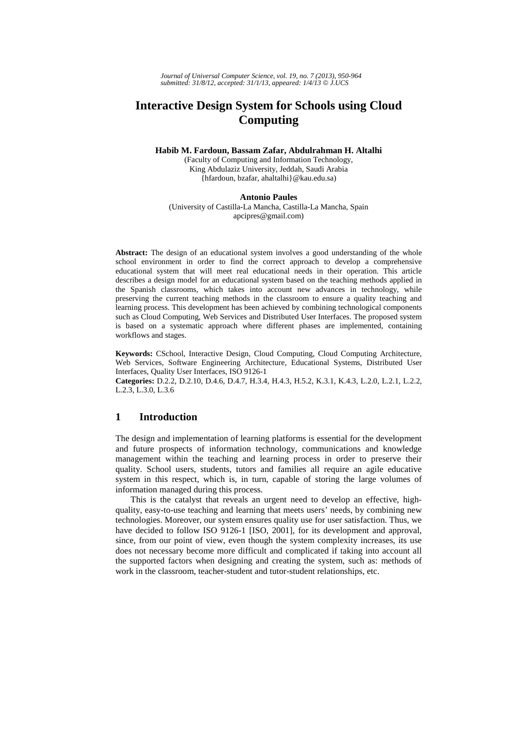# Interactive Design System for Schools using Cloud Computing

**Habib M. Fardoun, Bassam Zafar, Abdulrahman H. Altalhi**
(Faculty of Computing and Information Technology,
King Abdulaziz University, Jeddah, Saudi Arabia
{hfardoun, bzafar, ahaltalhi}@kau.edu.sa)

**Antonio Paules**
(University of Castilla-La Mancha, Castilla-La Mancha, Spain
apcipres@gmail.com)

**Abstract:** The design of an educational system involves a good understanding of the whole school environment in order to find the correct approach to develop a comprehensive educational system that will meet real educational needs in their operation. This article describes a design model for an educational system based on the teaching methods applied in the Spanish classrooms, which takes into account new advances in technology, while preserving the current teaching methods in the classroom to ensure a quality teaching and learning process. This development has been achieved by combining technological components such as Cloud Computing, Web Services and Distributed User Interfaces. The proposed system is based on a systematic approach where different phases are implemented, containing workflows and stages.

**Keywords:** CSchool, Interactive Design, Cloud Computing, Cloud Computing Architecture, Web Services, Software Engineering Architecture, Educational Systems, Distributed User Interfaces, Quality User Interfaces, ISO 9126-1

**Categories:** D.2.2, D.2.10, D.4.6, D.4.7, H.3.4, H.4.3, H.5.2, K.3.1, K.4.3, L.2.0, L.2.1, L.2.2, L.2.3, L.3.0, L.3.6

## 1 Introduction

The design and implementation of learning platforms is essential for the development and future prospects of information technology, communications and knowledge management within the teaching and learning process in order to preserve their quality. School users, students, tutors and families all require an agile educative system in this respect, which is, in turn, capable of storing the large volumes of information managed during this process.

This is the catalyst that reveals an urgent need to develop an effective, high-quality, easy-to-use teaching and learning that meets users' needs, by combining new technologies. Moreover, our system ensures quality use for user satisfaction. Thus, we have decided to follow ISO 9126-1 [ISO, 2001], for its development and approval, since, from our point of view, even though the system complexity increases, its use does not necessary become more difficult and complicated if taking into account all the supported factors when designing and creating the system, such as: methods of work in the classroom, teacher-student and tutor-student relationships, etc.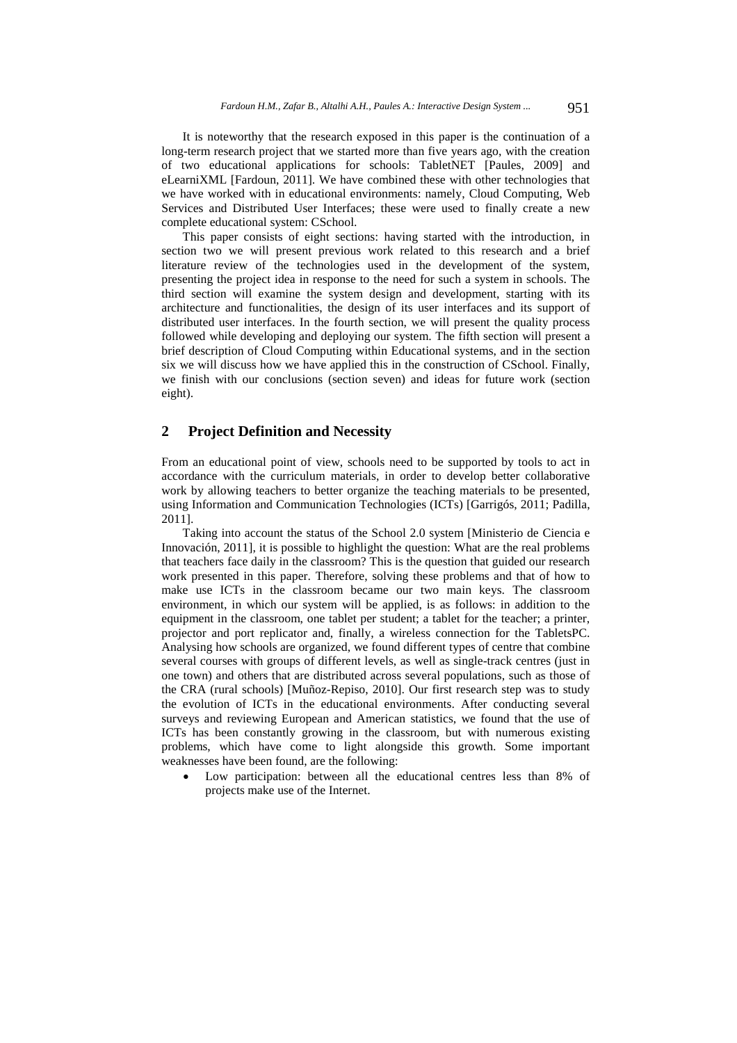It is noteworthy that the research exposed in this paper is the continuation of a long-term research project that we started more than five years ago, with the creation of two educational applications for schools: TabletNET [Paules, 2009] and eLearniXML [Fardoun, 2011]. We have combined these with other technologies that we have worked with in educational environments: namely, Cloud Computing, Web Services and Distributed User Interfaces; these were used to finally create a new complete educational system: CSchool.

This paper consists of eight sections: having started with the introduction, in section two we will present previous work related to this research and a brief literature review of the technologies used in the development of the system, presenting the project idea in response to the need for such a system in schools. The third section will examine the system design and development, starting with its architecture and functionalities, the design of its user interfaces and its support of distributed user interfaces. In the fourth section, we will present the quality process followed while developing and deploying our system. The fifth section will present a brief description of Cloud Computing within Educational systems, and in the section six we will discuss how we have applied this in the construction of CSchool. Finally, we finish with our conclusions (section seven) and ideas for future work (section eight).

## 2 Project Definition and Necessity

From an educational point of view, schools need to be supported by tools to act in accordance with the curriculum materials, in order to develop better collaborative work by allowing teachers to better organize the teaching materials to be presented, using Information and Communication Technologies (ICTs) [Garrigós, 2011; Padilla, 2011].

Taking into account the status of the School 2.0 system [Ministerio de Ciencia e Innovación, 2011], it is possible to highlight the question: What are the real problems that teachers face daily in the classroom? This is the question that guided our research work presented in this paper. Therefore, solving these problems and that of how to make use ICTs in the classroom became our two main keys. The classroom environment, in which our system will be applied, is as follows: in addition to the equipment in the classroom, one tablet per student; a tablet for the teacher; a printer, projector and port replicator and, finally, a wireless connection for the TabletsPC. Analysing how schools are organized, we found different types of centre that combine several courses with groups of different levels, as well as single-track centres (just in one town) and others that are distributed across several populations, such as those of the CRA (rural schools) [Muñoz-Repiso, 2010]. Our first research step was to study the evolution of ICTs in the educational environments. After conducting several surveys and reviewing European and American statistics, we found that the use of ICTs has been constantly growing in the classroom, but with numerous existing problems, which have come to light alongside this growth. Some important weaknesses have been found, are the following:

- Low participation: between all the educational centres less than 8% of projects make use of the Internet.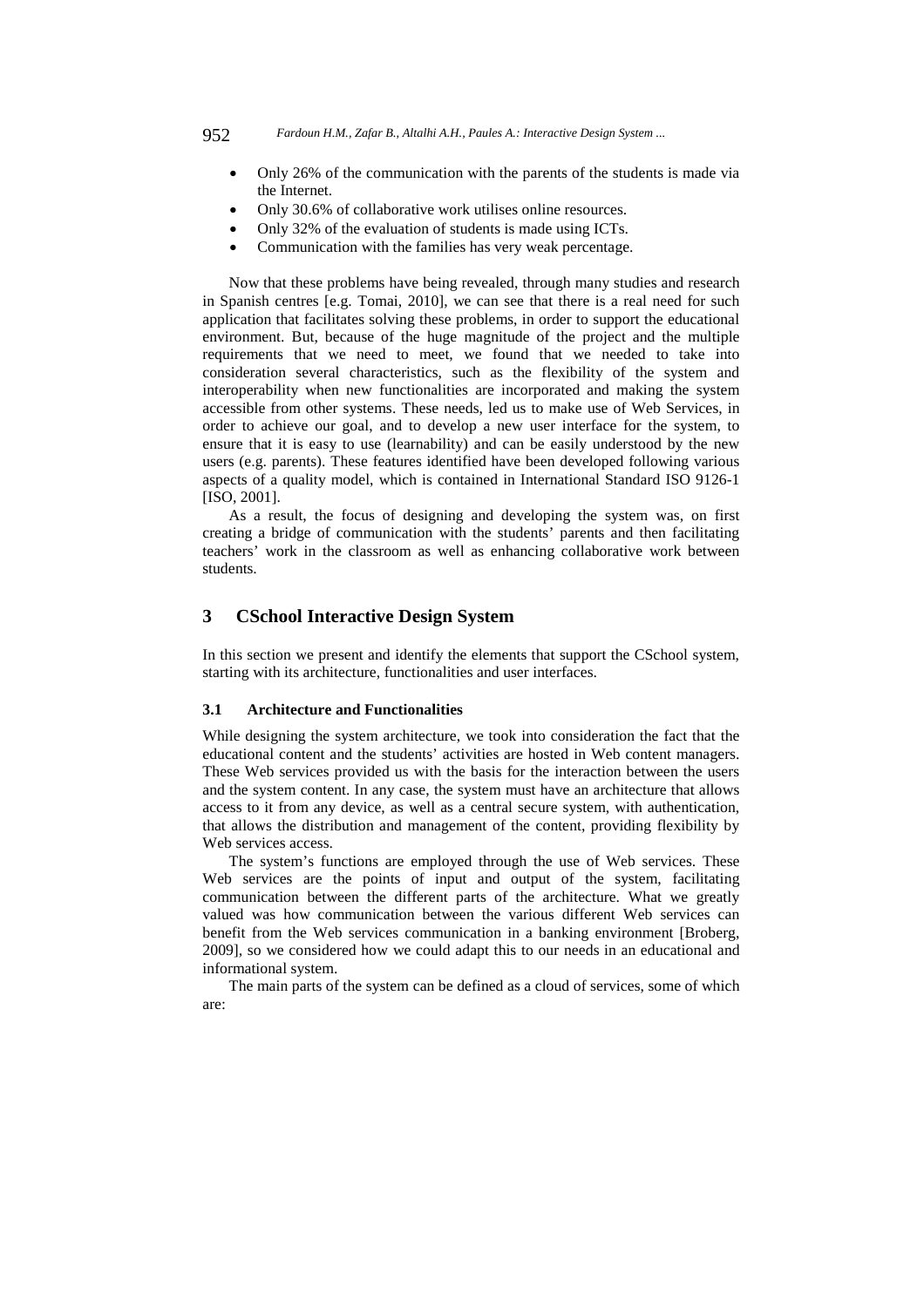- Only 26% of the communication with the parents of the students is made via the Internet.
- Only 30.6% of collaborative work utilises online resources.
- Only 32% of the evaluation of students is made using ICTs.
- Communication with the families has very weak percentage.

Now that these problems have being revealed, through many studies and research in Spanish centres [e.g. Tomai, 2010], we can see that there is a real need for such application that facilitates solving these problems, in order to support the educational environment. But, because of the huge magnitude of the project and the multiple requirements that we need to meet, we found that we needed to take into consideration several characteristics, such as the flexibility of the system and interoperability when new functionalities are incorporated and making the system accessible from other systems. These needs, led us to make use of Web Services, in order to achieve our goal, and to develop a new user interface for the system, to ensure that it is easy to use (learnability) and can be easily understood by the new users (e.g. parents). These features identified have been developed following various aspects of a quality model, which is contained in International Standard ISO 9126-1 [ISO, 2001].

As a result, the focus of designing and developing the system was, on first creating a bridge of communication with the students' parents and then facilitating teachers' work in the classroom as well as enhancing collaborative work between students.

## 3 CSchool Interactive Design System

In this section we present and identify the elements that support the CSchool system, starting with its architecture, functionalities and user interfaces.

### 3.1 Architecture and Functionalities

While designing the system architecture, we took into consideration the fact that the educational content and the students' activities are hosted in Web content managers. These Web services provided us with the basis for the interaction between the users and the system content. In any case, the system must have an architecture that allows access to it from any device, as well as a central secure system, with authentication, that allows the distribution and management of the content, providing flexibility by Web services access.

The system's functions are employed through the use of Web services. These Web services are the points of input and output of the system, facilitating communication between the different parts of the architecture. What we greatly valued was how communication between the various different Web services can benefit from the Web services communication in a banking environment [Broberg, 2009], so we considered how we could adapt this to our needs in an educational and informational system.

The main parts of the system can be defined as a cloud of services, some of which are: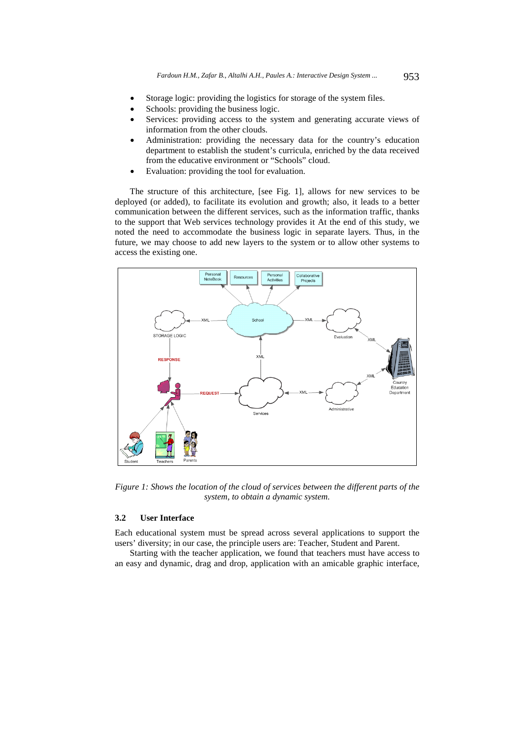- Storage logic: providing the logistics for storage of the system files.
- Schools: providing the business logic.
- Services: providing access to the system and generating accurate views of information from the other clouds.
- Administration: providing the necessary data for the country's education department to establish the student's curricula, enriched by the data received from the educative environment or "Schools" cloud.
- Evaluation: providing the tool for evaluation.

The structure of this architecture, [see Fig. 1], allows for new services to be deployed (or added), to facilitate its evolution and growth; also, it leads to a better communication between the different services, such as the information traffic, thanks to the support that Web services technology provides it At the end of this study, we noted the need to accommodate the business logic in separate layers. Thus, in the future, we may choose to add new layers to the system or to allow other systems to access the existing one.

*Figure 1: Shows the location of the cloud of services between the different parts of the system, to obtain a dynamic system.*

### 3.2 User Interface

Each educational system must be spread across several applications to support the users' diversity; in our case, the principle users are: Teacher, Student and Parent.

Starting with the teacher application, we found that teachers must have access to an easy and dynamic, drag and drop, application with an amicable graphic interface,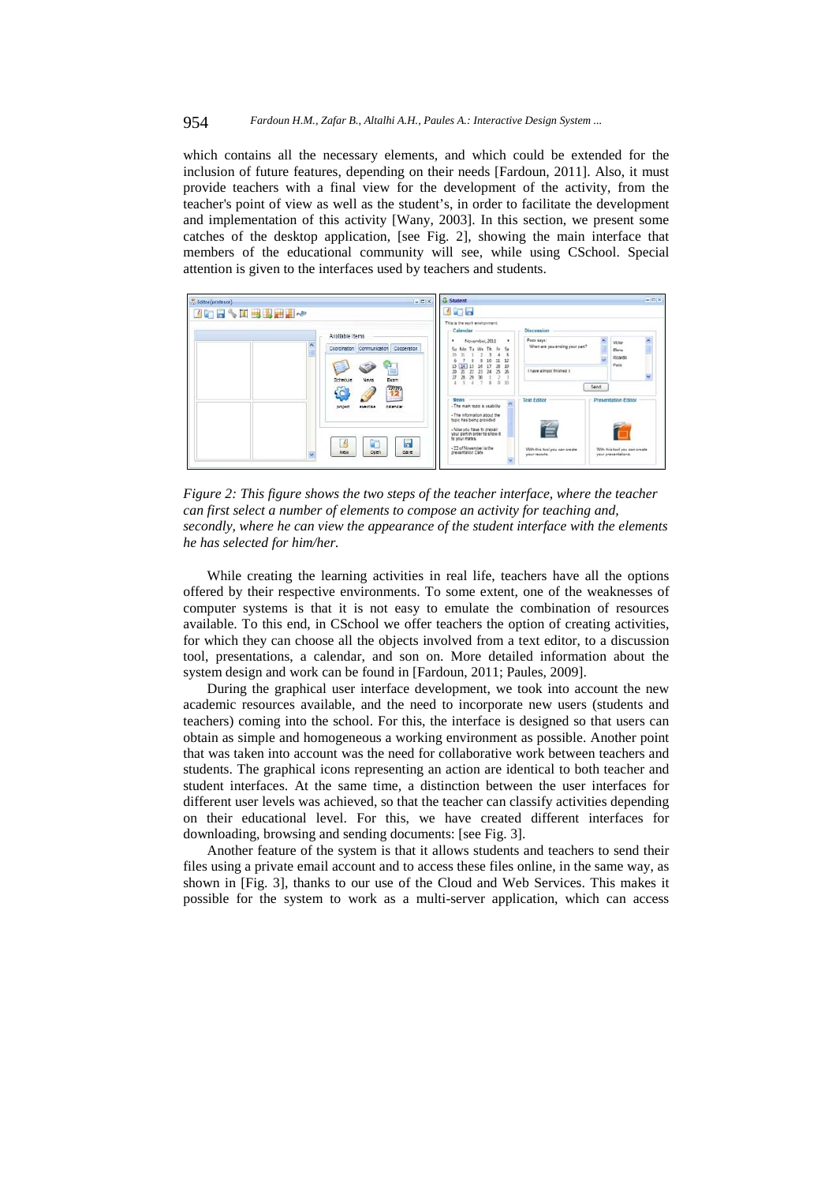which contains all the necessary elements, and which could be extended for the inclusion of future features, depending on their needs [Fardoun, 2011]. Also, it must provide teachers with a final view for the development of the activity, from the teacher's point of view as well as the student's, in order to facilitate the development and implementation of this activity [Wany, 2003]. In this section, we present some catches of the desktop application, [see Fig. 2], showing the main interface that members of the educational community will see, while using CSchool. Special attention is given to the interfaces used by teachers and students.

*Figure 2: This figure shows the two steps of the teacher interface, where the teacher can first select a number of elements to compose an activity for teaching and, secondly, where he can view the appearance of the student interface with the elements he has selected for him/her.*

While creating the learning activities in real life, teachers have all the options offered by their respective environments. To some extent, one of the weaknesses of computer systems is that it is not easy to emulate the combination of resources available. To this end, in CSchool we offer teachers the option of creating activities, for which they can choose all the objects involved from a text editor, to a discussion tool, presentations, a calendar, and son on. More detailed information about the system design and work can be found in [Fardoun, 2011; Paules, 2009].

During the graphical user interface development, we took into account the new academic resources available, and the need to incorporate new users (students and teachers) coming into the school. For this, the interface is designed so that users can obtain as simple and homogeneous a working environment as possible. Another point that was taken into account was the need for collaborative work between teachers and students. The graphical icons representing an action are identical to both teacher and student interfaces. At the same time, a distinction between the user interfaces for different user levels was achieved, so that the teacher can classify activities depending on their educational level. For this, we have created different interfaces for downloading, browsing and sending documents: [see Fig. 3].

Another feature of the system is that it allows students and teachers to send their files using a private email account and to access these files online, in the same way, as shown in [Fig. 3], thanks to our use of the Cloud and Web Services. This makes it possible for the system to work as a multi-server application, which can access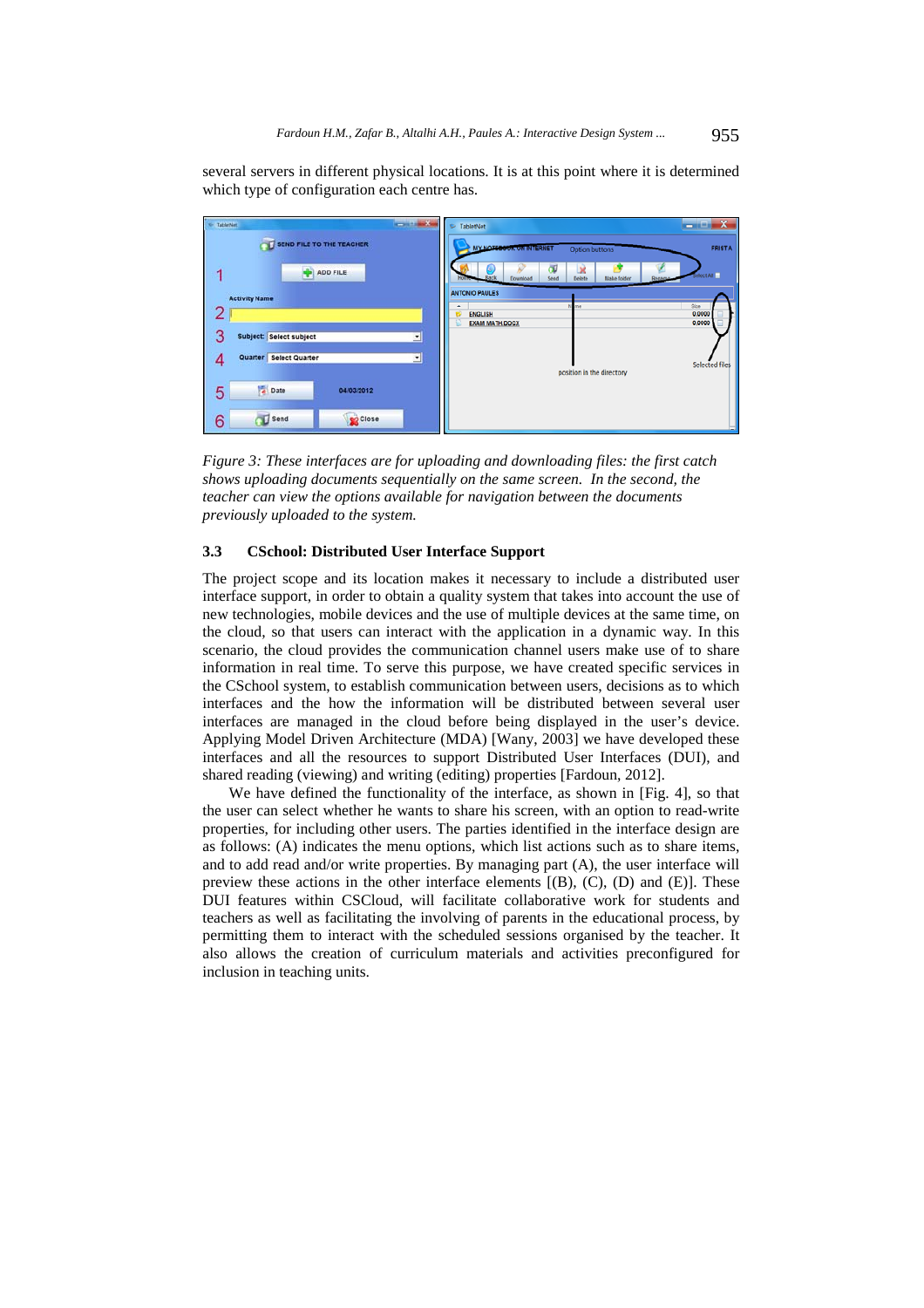several servers in different physical locations. It is at this point where it is determined which type of configuration each centre has.

*Figure 3: These interfaces are for uploading and downloading files: the first catch shows uploading documents sequentially on the same screen. In the second, the teacher can view the options available for navigation between the documents previously uploaded to the system.*

### 3.3 CSchool: Distributed User Interface Support

The project scope and its location makes it necessary to include a distributed user interface support, in order to obtain a quality system that takes into account the use of new technologies, mobile devices and the use of multiple devices at the same time, on the cloud, so that users can interact with the application in a dynamic way. In this scenario, the cloud provides the communication channel users make use of to share information in real time. To serve this purpose, we have created specific services in the CSchool system, to establish communication between users, decisions as to which interfaces and the how the information will be distributed between several user interfaces are managed in the cloud before being displayed in the user's device. Applying Model Driven Architecture (MDA) [Wany, 2003] we have developed these interfaces and all the resources to support Distributed User Interfaces (DUI), and shared reading (viewing) and writing (editing) properties [Fardoun, 2012].

We have defined the functionality of the interface, as shown in [Fig. 4], so that the user can select whether he wants to share his screen, with an option to read-write properties, for including other users. The parties identified in the interface design are as follows: (A) indicates the menu options, which list actions such as to share items, and to add read and/or write properties. By managing part (A), the user interface will preview these actions in the other interface elements [(B), (C), (D) and (E)]. These DUI features within CSCloud, will facilitate collaborative work for students and teachers as well as facilitating the involving of parents in the educational process, by permitting them to interact with the scheduled sessions organised by the teacher. It also allows the creation of curriculum materials and activities preconfigured for inclusion in teaching units.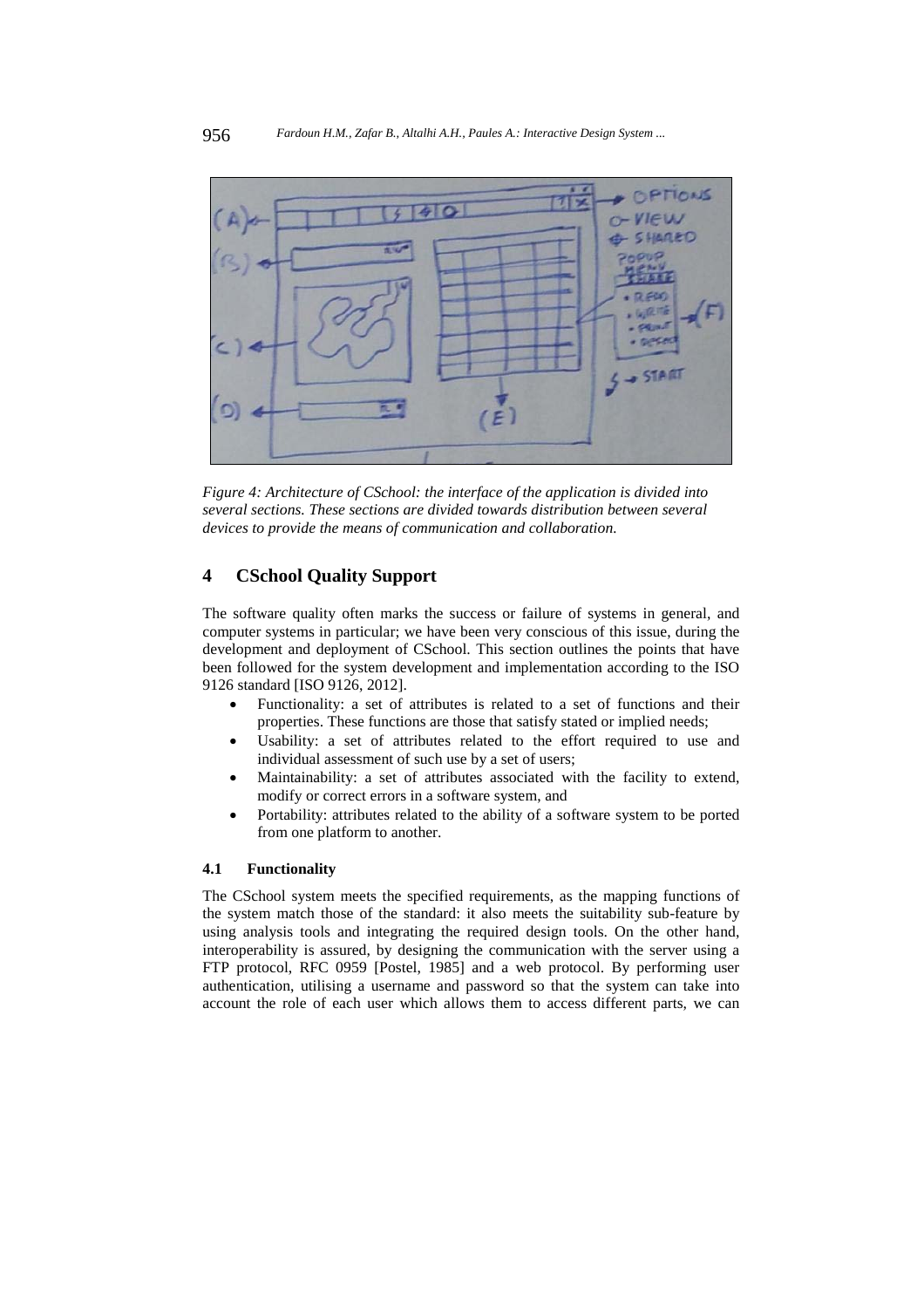*Figure 4: Architecture of CSchool: the interface of the application is divided into several sections. These sections are divided towards distribution between several devices to provide the means of communication and collaboration.*

## 4 CSchool Quality Support

The software quality often marks the success or failure of systems in general, and computer systems in particular; we have been very conscious of this issue, during the development and deployment of CSchool. This section outlines the points that have been followed for the system development and implementation according to the ISO 9126 standard [ISO 9126, 2012].

- Functionality: a set of attributes is related to a set of functions and their properties. These functions are those that satisfy stated or implied needs;
- Usability: a set of attributes related to the effort required to use and individual assessment of such use by a set of users;
- Maintainability: a set of attributes associated with the facility to extend, modify or correct errors in a software system, and
- Portability: attributes related to the ability of a software system to be ported from one platform to another.

### 4.1 Functionality

The CSchool system meets the specified requirements, as the mapping functions of the system match those of the standard: it also meets the suitability sub-feature by using analysis tools and integrating the required design tools. On the other hand, interoperability is assured, by designing the communication with the server using a FTP protocol, RFC 0959 [Postel, 1985] and a web protocol. By performing user authentication, utilising a username and password so that the system can take into account the role of each user which allows them to access different parts, we can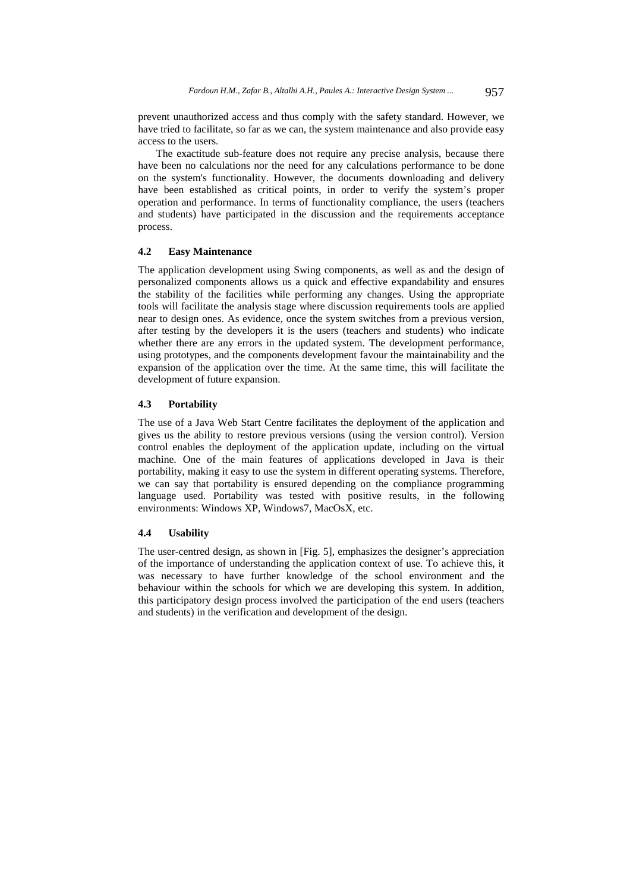prevent unauthorized access and thus comply with the safety standard. However, we have tried to facilitate, so far as we can, the system maintenance and also provide easy access to the users.

The exactitude sub-feature does not require any precise analysis, because there have been no calculations nor the need for any calculations performance to be done on the system's functionality. However, the documents downloading and delivery have been established as critical points, in order to verify the system's proper operation and performance. In terms of functionality compliance, the users (teachers and students) have participated in the discussion and the requirements acceptance process.

### 4.2 Easy Maintenance

The application development using Swing components, as well as and the design of personalized components allows us a quick and effective expandability and ensures the stability of the facilities while performing any changes. Using the appropriate tools will facilitate the analysis stage where discussion requirements tools are applied near to design ones. As evidence, once the system switches from a previous version, after testing by the developers it is the users (teachers and students) who indicate whether there are any errors in the updated system. The development performance, using prototypes, and the components development favour the maintainability and the expansion of the application over the time. At the same time, this will facilitate the development of future expansion.

### 4.3 Portability

The use of a Java Web Start Centre facilitates the deployment of the application and gives us the ability to restore previous versions (using the version control). Version control enables the deployment of the application update, including on the virtual machine. One of the main features of applications developed in Java is their portability, making it easy to use the system in different operating systems. Therefore, we can say that portability is ensured depending on the compliance programming language used. Portability was tested with positive results, in the following environments: Windows XP, Windows7, MacOsX, etc.

### 4.4 Usability

The user-centred design, as shown in [Fig. 5], emphasizes the designer's appreciation of the importance of understanding the application context of use. To achieve this, it was necessary to have further knowledge of the school environment and the behaviour within the schools for which we are developing this system. In addition, this participatory design process involved the participation of the end users (teachers and students) in the verification and development of the design.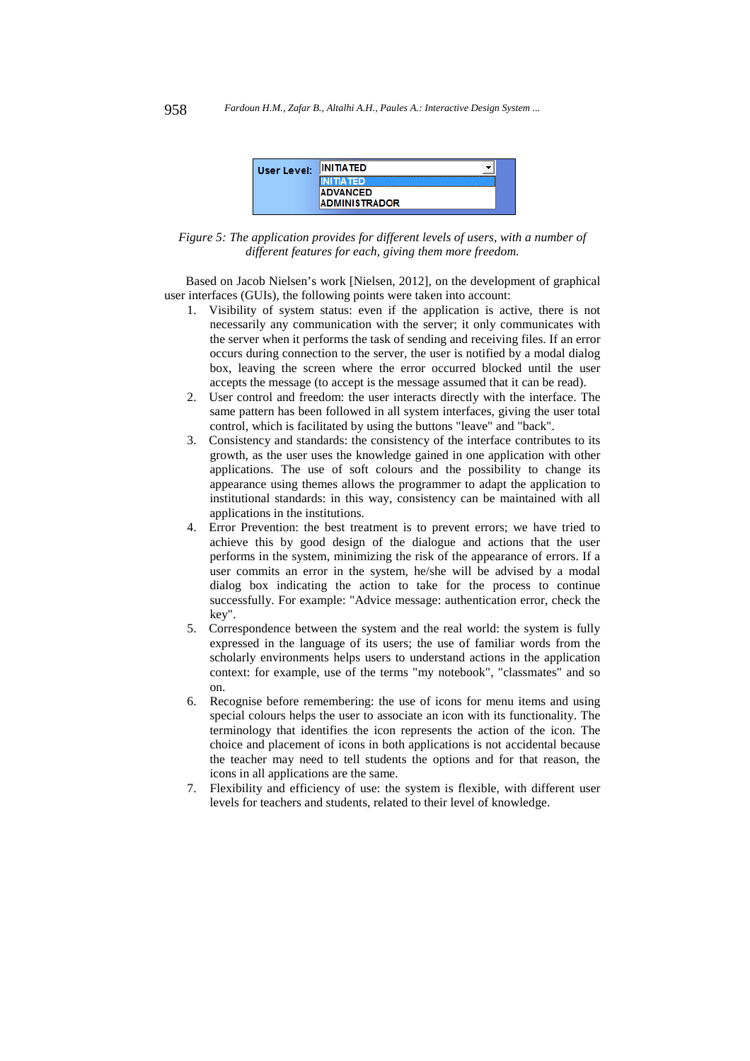*Figure 5: The application provides for different levels of users, with a number of different features for each, giving them more freedom.*

Based on Jacob Nielsen's work [Nielsen, 2012], on the development of graphical user interfaces (GUIs), the following points were taken into account:

1. Visibility of system status: even if the application is active, there is not necessarily any communication with the server; it only communicates with the server when it performs the task of sending and receiving files. If an error occurs during connection to the server, the user is notified by a modal dialog box, leaving the screen where the error occurred blocked until the user accepts the message (to accept is the message assumed that it can be read).
2. User control and freedom: the user interacts directly with the interface. The same pattern has been followed in all system interfaces, giving the user total control, which is facilitated by using the buttons "leave" and "back".
3. Consistency and standards: the consistency of the interface contributes to its growth, as the user uses the knowledge gained in one application with other applications. The use of soft colours and the possibility to change its appearance using themes allows the programmer to adapt the application to institutional standards: in this way, consistency can be maintained with all applications in the institutions.
4. Error Prevention: the best treatment is to prevent errors; we have tried to achieve this by good design of the dialogue and actions that the user performs in the system, minimizing the risk of the appearance of errors. If a user commits an error in the system, he/she will be advised by a modal dialog box indicating the action to take for the process to continue successfully. For example: "Advice message: authentication error, check the key".
5. Correspondence between the system and the real world: the system is fully expressed in the language of its users; the use of familiar words from the scholarly environments helps users to understand actions in the application context: for example, use of the terms "my notebook", "classmates" and so on.
6. Recognise before remembering: the use of icons for menu items and using special colours helps the user to associate an icon with its functionality. The terminology that identifies the icon represents the action of the icon. The choice and placement of icons in both applications is not accidental because the teacher may need to tell students the options and for that reason, the icons in all applications are the same.
7. Flexibility and efficiency of use: the system is flexible, with different user levels for teachers and students, related to their level of knowledge.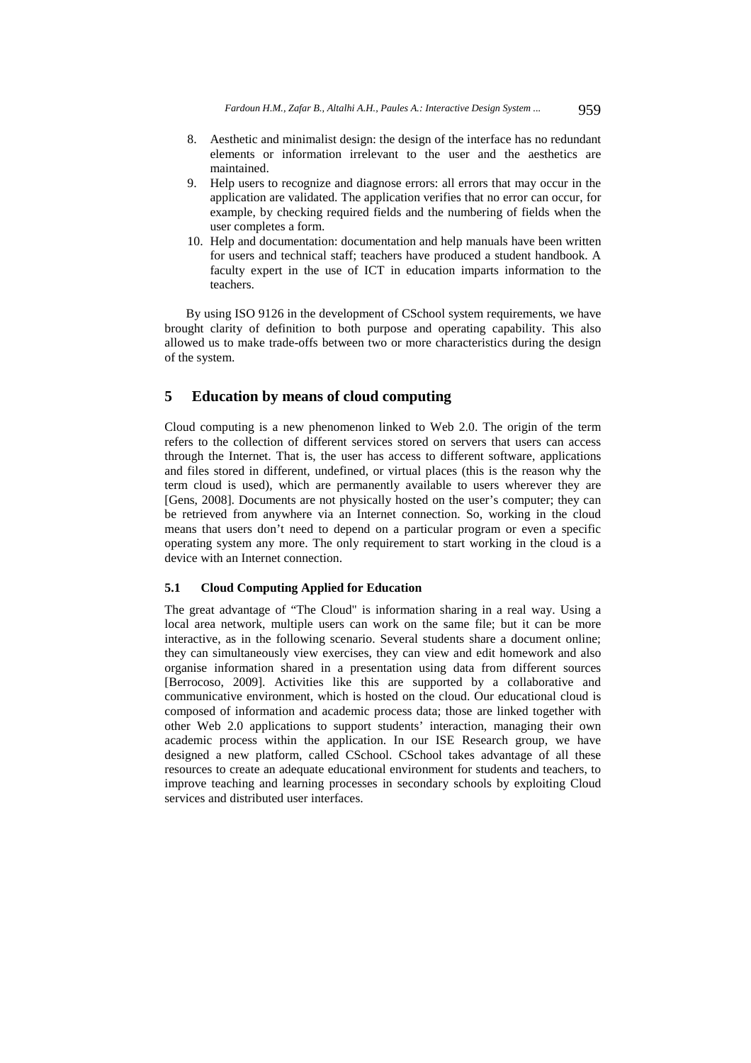8. Aesthetic and minimalist design: the design of the interface has no redundant elements or information irrelevant to the user and the aesthetics are maintained.
9. Help users to recognize and diagnose errors: all errors that may occur in the application are validated. The application verifies that no error can occur, for example, by checking required fields and the numbering of fields when the user completes a form.
10. Help and documentation: documentation and help manuals have been written for users and technical staff; teachers have produced a student handbook. A faculty expert in the use of ICT in education imparts information to the teachers.

By using ISO 9126 in the development of CSchool system requirements, we have brought clarity of definition to both purpose and operating capability. This also allowed us to make trade-offs between two or more characteristics during the design of the system.

## 5 Education by means of cloud computing

Cloud computing is a new phenomenon linked to Web 2.0. The origin of the term refers to the collection of different services stored on servers that users can access through the Internet. That is, the user has access to different software, applications and files stored in different, undefined, or virtual places (this is the reason why the term cloud is used), which are permanently available to users wherever they are [Gens, 2008]. Documents are not physically hosted on the user's computer; they can be retrieved from anywhere via an Internet connection. So, working in the cloud means that users don't need to depend on a particular program or even a specific operating system any more. The only requirement to start working in the cloud is a device with an Internet connection.

### 5.1 Cloud Computing Applied for Education

The great advantage of "The Cloud" is information sharing in a real way. Using a local area network, multiple users can work on the same file; but it can be more interactive, as in the following scenario. Several students share a document online; they can simultaneously view exercises, they can view and edit homework and also organise information shared in a presentation using data from different sources [Berrocoso, 2009]. Activities like this are supported by a collaborative and communicative environment, which is hosted on the cloud. Our educational cloud is composed of information and academic process data; those are linked together with other Web 2.0 applications to support students' interaction, managing their own academic process within the application. In our ISE Research group, we have designed a new platform, called CSchool. CSchool takes advantage of all these resources to create an adequate educational environment for students and teachers, to improve teaching and learning processes in secondary schools by exploiting Cloud services and distributed user interfaces.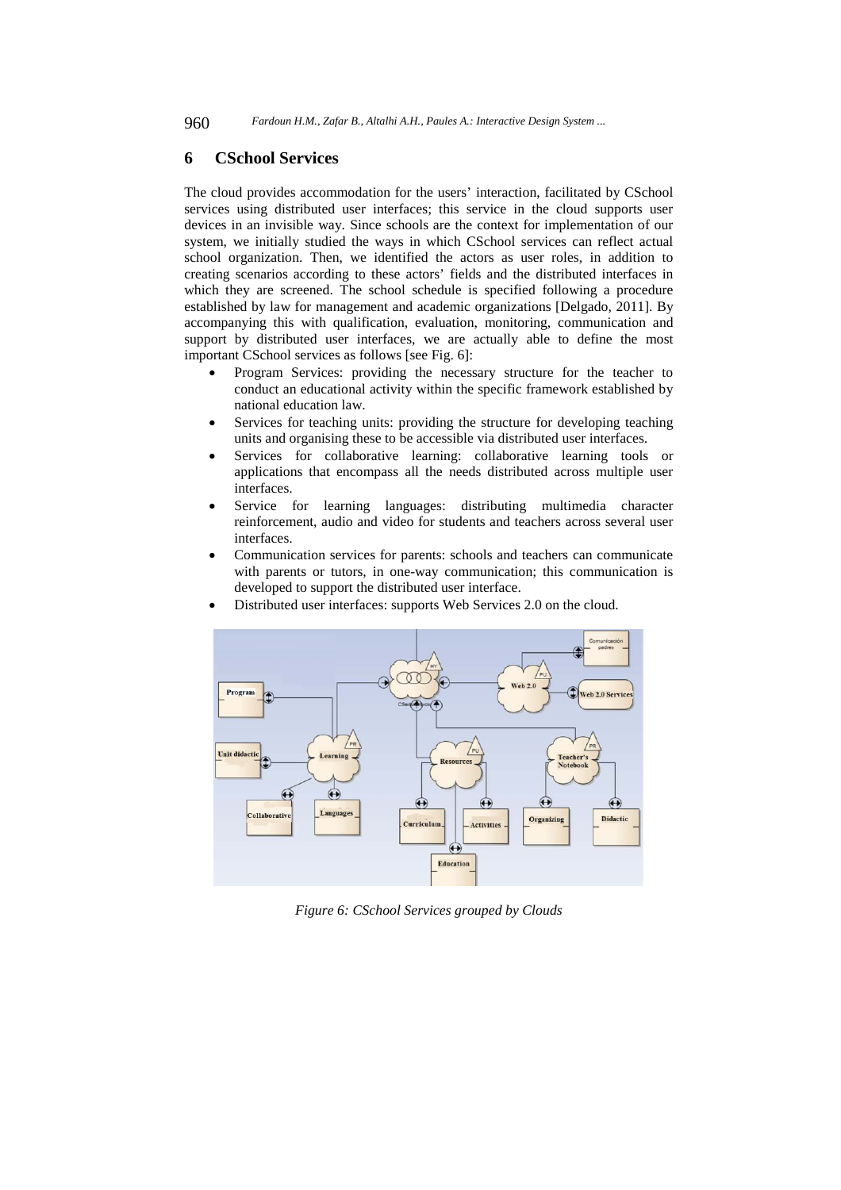## 6 CSchool Services

The cloud provides accommodation for the users' interaction, facilitated by CSchool services using distributed user interfaces; this service in the cloud supports user devices in an invisible way. Since schools are the context for implementation of our system, we initially studied the ways in which CSchool services can reflect actual school organization. Then, we identified the actors as user roles, in addition to creating scenarios according to these actors' fields and the distributed interfaces in which they are screened. The school schedule is specified following a procedure established by law for management and academic organizations [Delgado, 2011]. By accompanying this with qualification, evaluation, monitoring, communication and support by distributed user interfaces, we are actually able to define the most important CSchool services as follows [see Fig. 6]:

- Program Services: providing the necessary structure for the teacher to conduct an educational activity within the specific framework established by national education law.
- Services for teaching units: providing the structure for developing teaching units and organising these to be accessible via distributed user interfaces.
- Services for collaborative learning: collaborative learning tools or applications that encompass all the needs distributed across multiple user interfaces.
- Service for learning languages: distributing multimedia character reinforcement, audio and video for students and teachers across several user interfaces.
- Communication services for parents: schools and teachers can communicate with parents or tutors, in one-way communication; this communication is developed to support the distributed user interface.
- Distributed user interfaces: supports Web Services 2.0 on the cloud.

*Figure 6: CSchool Services grouped by Clouds*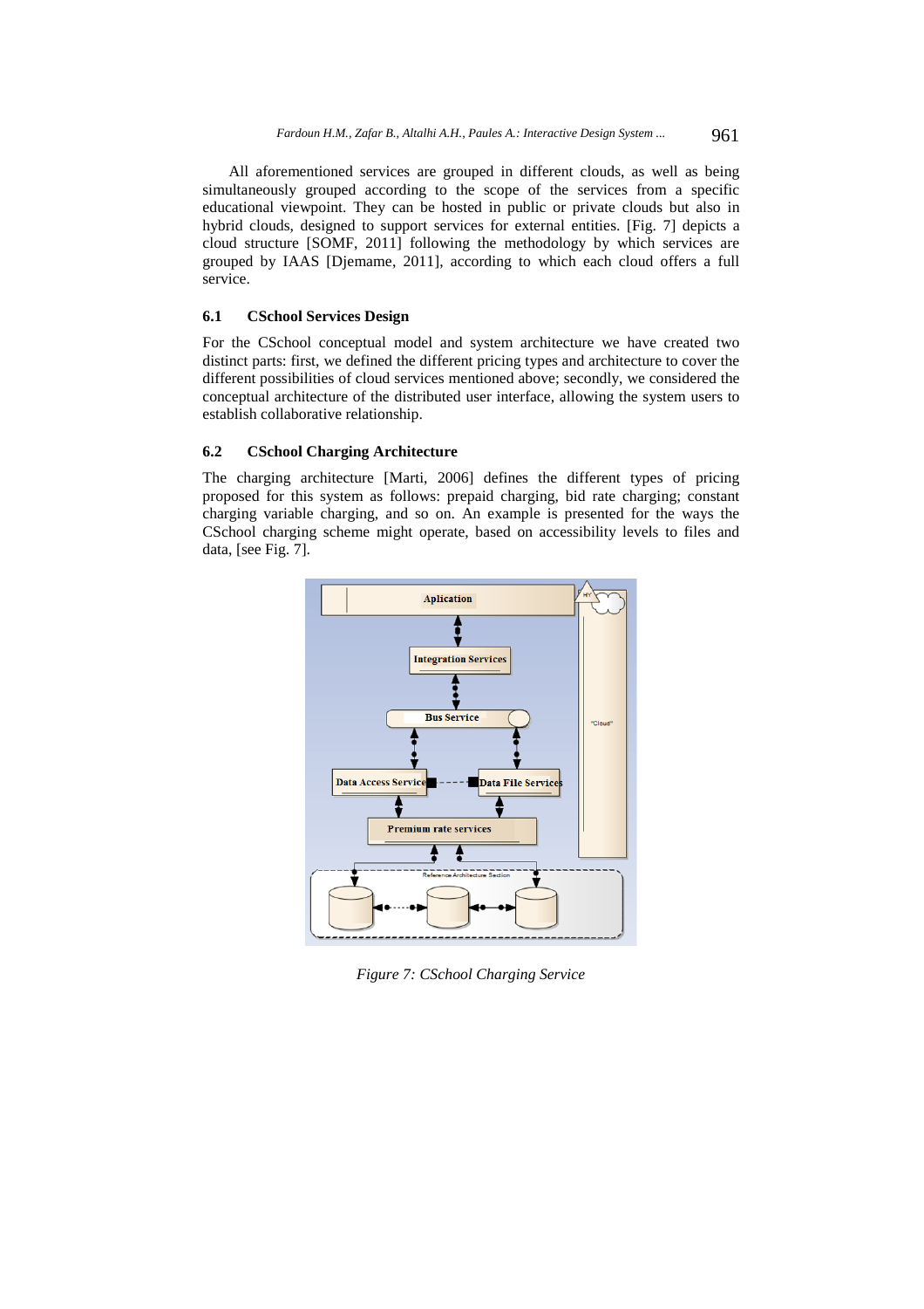All aforementioned services are grouped in different clouds, as well as being simultaneously grouped according to the scope of the services from a specific educational viewpoint. They can be hosted in public or private clouds but also in hybrid clouds, designed to support services for external entities. [Fig. 7] depicts a cloud structure [SOMF, 2011] following the methodology by which services are grouped by IAAS [Djemame, 2011], according to which each cloud offers a full service.

### 6.1 CSchool Services Design

For the CSchool conceptual model and system architecture we have created two distinct parts: first, we defined the different pricing types and architecture to cover the different possibilities of cloud services mentioned above; secondly, we considered the conceptual architecture of the distributed user interface, allowing the system users to establish collaborative relationship.

### 6.2 CSchool Charging Architecture

The charging architecture [Marti, 2006] defines the different types of pricing proposed for this system as follows: prepaid charging, bid rate charging; constant charging variable charging, and so on. An example is presented for the ways the CSchool charging scheme might operate, based on accessibility levels to files and data, [see Fig. 7].

*Figure 7: CSchool Charging Service*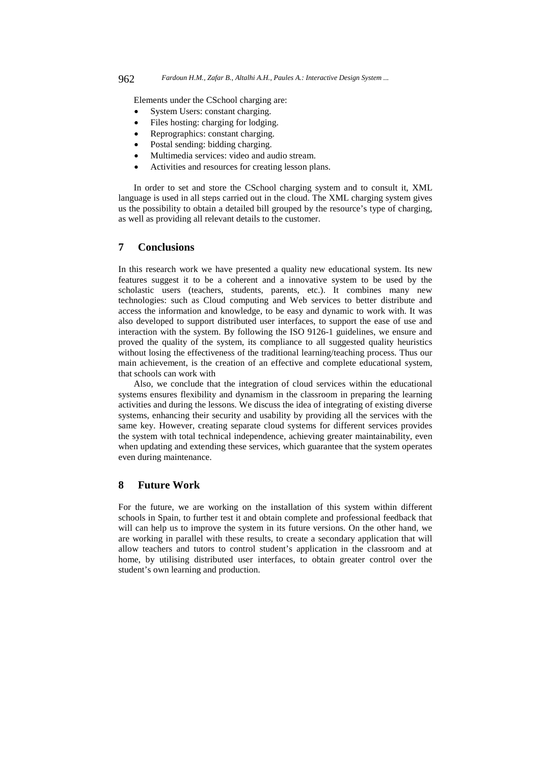Elements under the CSchool charging are:

- System Users: constant charging.
- Files hosting: charging for lodging.
- Reprographics: constant charging.
- Postal sending: bidding charging.
- Multimedia services: video and audio stream.
- Activities and resources for creating lesson plans.

In order to set and store the CSchool charging system and to consult it, XML language is used in all steps carried out in the cloud. The XML charging system gives us the possibility to obtain a detailed bill grouped by the resource's type of charging, as well as providing all relevant details to the customer.

## 7 Conclusions

In this research work we have presented a quality new educational system. Its new features suggest it to be a coherent and a innovative system to be used by the scholastic users (teachers, students, parents, etc.). It combines many new technologies: such as Cloud computing and Web services to better distribute and access the information and knowledge, to be easy and dynamic to work with. It was also developed to support distributed user interfaces, to support the ease of use and interaction with the system. By following the ISO 9126-1 guidelines, we ensure and proved the quality of the system, its compliance to all suggested quality heuristics without losing the effectiveness of the traditional learning/teaching process. Thus our main achievement, is the creation of an effective and complete educational system, that schools can work with

Also, we conclude that the integration of cloud services within the educational systems ensures flexibility and dynamism in the classroom in preparing the learning activities and during the lessons. We discuss the idea of integrating of existing diverse systems, enhancing their security and usability by providing all the services with the same key. However, creating separate cloud systems for different services provides the system with total technical independence, achieving greater maintainability, even when updating and extending these services, which guarantee that the system operates even during maintenance.

## 8 Future Work

For the future, we are working on the installation of this system within different schools in Spain, to further test it and obtain complete and professional feedback that will can help us to improve the system in its future versions. On the other hand, we are working in parallel with these results, to create a secondary application that will allow teachers and tutors to control student's application in the classroom and at home, by utilising distributed user interfaces, to obtain greater control over the student's own learning and production.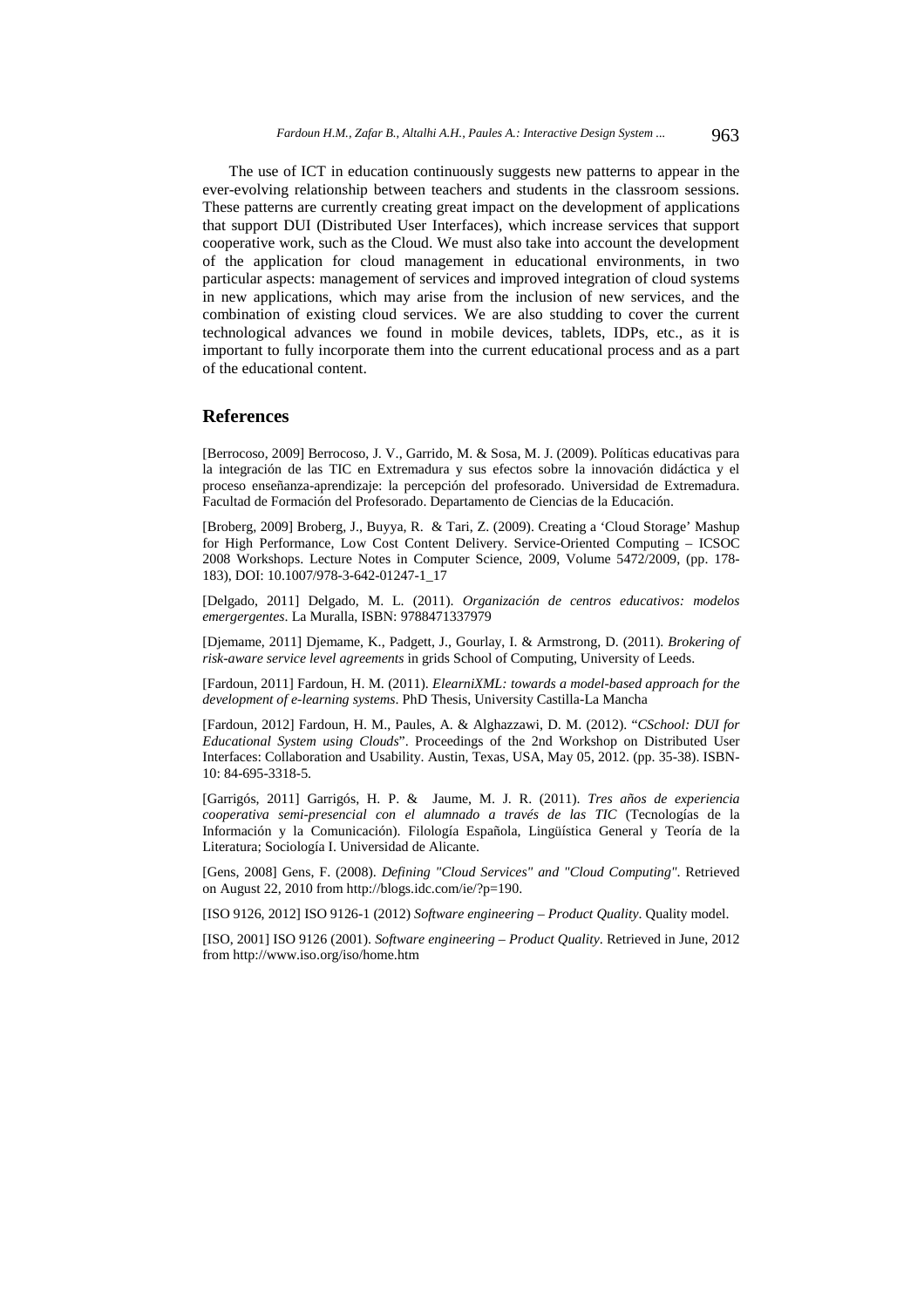The use of ICT in education continuously suggests new patterns to appear in the ever-evolving relationship between teachers and students in the classroom sessions. These patterns are currently creating great impact on the development of applications that support DUI (Distributed User Interfaces), which increase services that support cooperative work, such as the Cloud. We must also take into account the development of the application for cloud management in educational environments, in two particular aspects: management of services and improved integration of cloud systems in new applications, which may arise from the inclusion of new services, and the combination of existing cloud services. We are also studding to cover the current technological advances we found in mobile devices, tablets, IDPs, etc., as it is important to fully incorporate them into the current educational process and as a part of the educational content.

## References

[Berrocoso, 2009] Berrocoso, J. V., Garrido, M. & Sosa, M. J. (2009). Políticas educativas para la integración de las TIC en Extremadura y sus efectos sobre la innovación didáctica y el proceso enseñanza-aprendizaje: la percepción del profesorado. Universidad de Extremadura. Facultad de Formación del Profesorado. Departamento de Ciencias de la Educación.

[Broberg, 2009] Broberg, J., Buyya, R. & Tari, Z. (2009). Creating a 'Cloud Storage' Mashup for High Performance, Low Cost Content Delivery. Service-Oriented Computing – ICSOC 2008 Workshops. Lecture Notes in Computer Science, 2009, Volume 5472/2009, (pp. 178-183), DOI: 10.1007/978-3-642-01247-1_17

[Delgado, 2011] Delgado, M. L. (2011). *Organización de centros educativos: modelos emergergentes*. La Muralla, ISBN: 9788471337979

[Djemame, 2011] Djemame, K., Padgett, J., Gourlay, I. & Armstrong, D. (2011). *Brokering of risk-aware service level agreements* in grids School of Computing, University of Leeds.

[Fardoun, 2011] Fardoun, H. M. (2011). *ElearniXML: towards a model-based approach for the development of e-learning systems*. PhD Thesis, University Castilla-La Mancha

[Fardoun, 2012] Fardoun, H. M., Paules, A. & Alghazzawi, D. M. (2012). "*CSchool: DUI for Educational System using Clouds*". Proceedings of the 2nd Workshop on Distributed User Interfaces: Collaboration and Usability. Austin, Texas, USA, May 05, 2012. (pp. 35-38). ISBN-10: 84-695-3318-5.

[Garrigós, 2011] Garrigós, H. P. & Jaume, M. J. R. (2011). *Tres años de experiencia cooperativa semi-presencial con el alumnado a través de las TIC* (Tecnologías de la Información y la Comunicación). Filología Española, Lingüística General y Teoría de la Literatura; Sociología I. Universidad de Alicante.

[Gens, 2008] Gens, F. (2008). *Defining "Cloud Services" and "Cloud Computing"*. Retrieved on August 22, 2010 from http://blogs.idc.com/ie/?p=190.

[ISO 9126, 2012] ISO 9126-1 (2012) *Software engineering – Product Quality*. Quality model.

[ISO, 2001] ISO 9126 (2001). *Software engineering – Product Quality*. Retrieved in June, 2012 from http://www.iso.org/iso/home.htm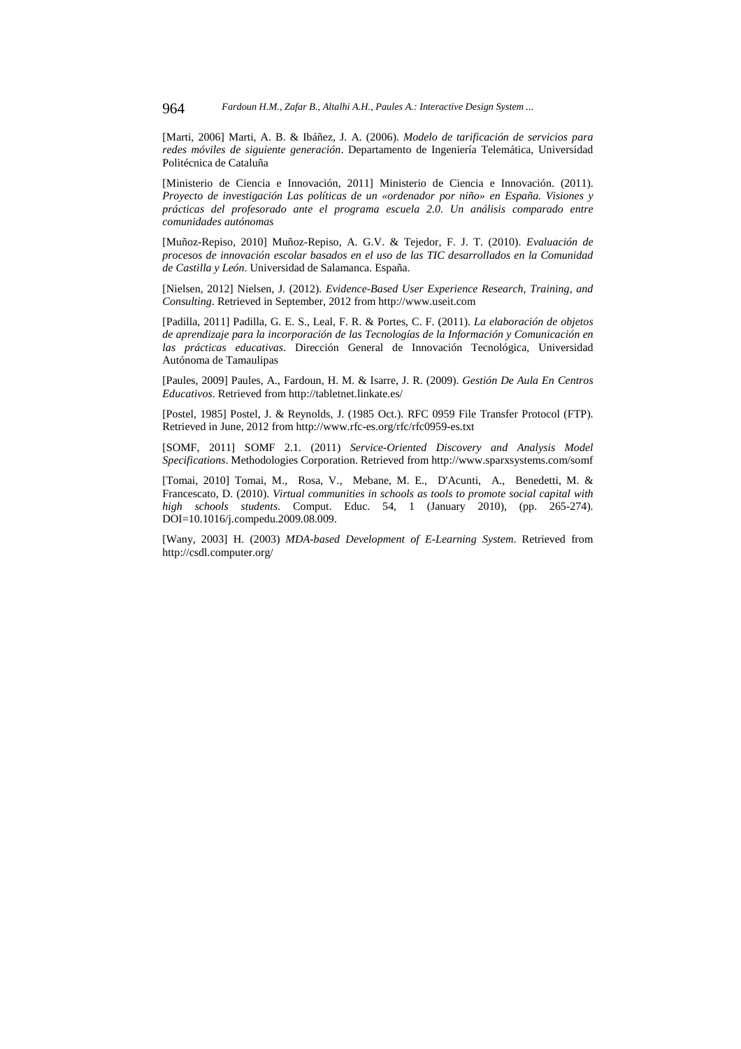[Marti, 2006] Marti, A. B. & Ibáñez, J. A. (2006). *Modelo de tarificación de servicios para redes móviles de siguiente generación*. Departamento de Ingeniería Telemática, Universidad Politécnica de Cataluña

[Ministerio de Ciencia e Innovación, 2011] Ministerio de Ciencia e Innovación. (2011). *Proyecto de investigación Las políticas de un «ordenador por niño» en España. Visiones y prácticas del profesorado ante el programa escuela 2.0. Un análisis comparado entre comunidades autónomas*

[Muñoz-Repiso, 2010] Muñoz-Repiso, A. G.V. & Tejedor, F. J. T. (2010). *Evaluación de procesos de innovación escolar basados en el uso de las TIC desarrollados en la Comunidad de Castilla y León*. Universidad de Salamanca. España.

[Nielsen, 2012] Nielsen, J. (2012). *Evidence-Based User Experience Research, Training, and Consulting*. Retrieved in September, 2012 from http://www.useit.com

[Padilla, 2011] Padilla, G. E. S., Leal, F. R. & Portes, C. F. (2011). *La elaboración de objetos de aprendizaje para la incorporación de las Tecnologías de la Información y Comunicación en las prácticas educativas*. Dirección General de Innovación Tecnológica, Universidad Autónoma de Tamaulipas

[Paules, 2009] Paules, A., Fardoun, H. M. & Isarre, J. R. (2009). *Gestión De Aula En Centros Educativos*. Retrieved from http://tabletnet.linkate.es/

[Postel, 1985] Postel, J. & Reynolds, J. (1985 Oct.). RFC 0959 File Transfer Protocol (FTP). Retrieved in June, 2012 from http://www.rfc-es.org/rfc/rfc0959-es.txt

[SOMF, 2011] SOMF 2.1. (2011) *Service-Oriented Discovery and Analysis Model Specifications*. Methodologies Corporation. Retrieved from http://www.sparxsystems.com/somf

[Tomai, 2010] Tomai, M., Rosa, V., Mebane, M. E., D'Acunti, A., Benedetti, M. & Francescato, D. (2010). *Virtual communities in schools as tools to promote social capital with high schools students*. Comput. Educ. 54, 1 (January 2010), (pp. 265-274). DOI=10.1016/j.compedu.2009.08.009.

[Wany, 2003] H. (2003) *MDA-based Development of E-Learning System*. Retrieved from http://csdl.computer.org/